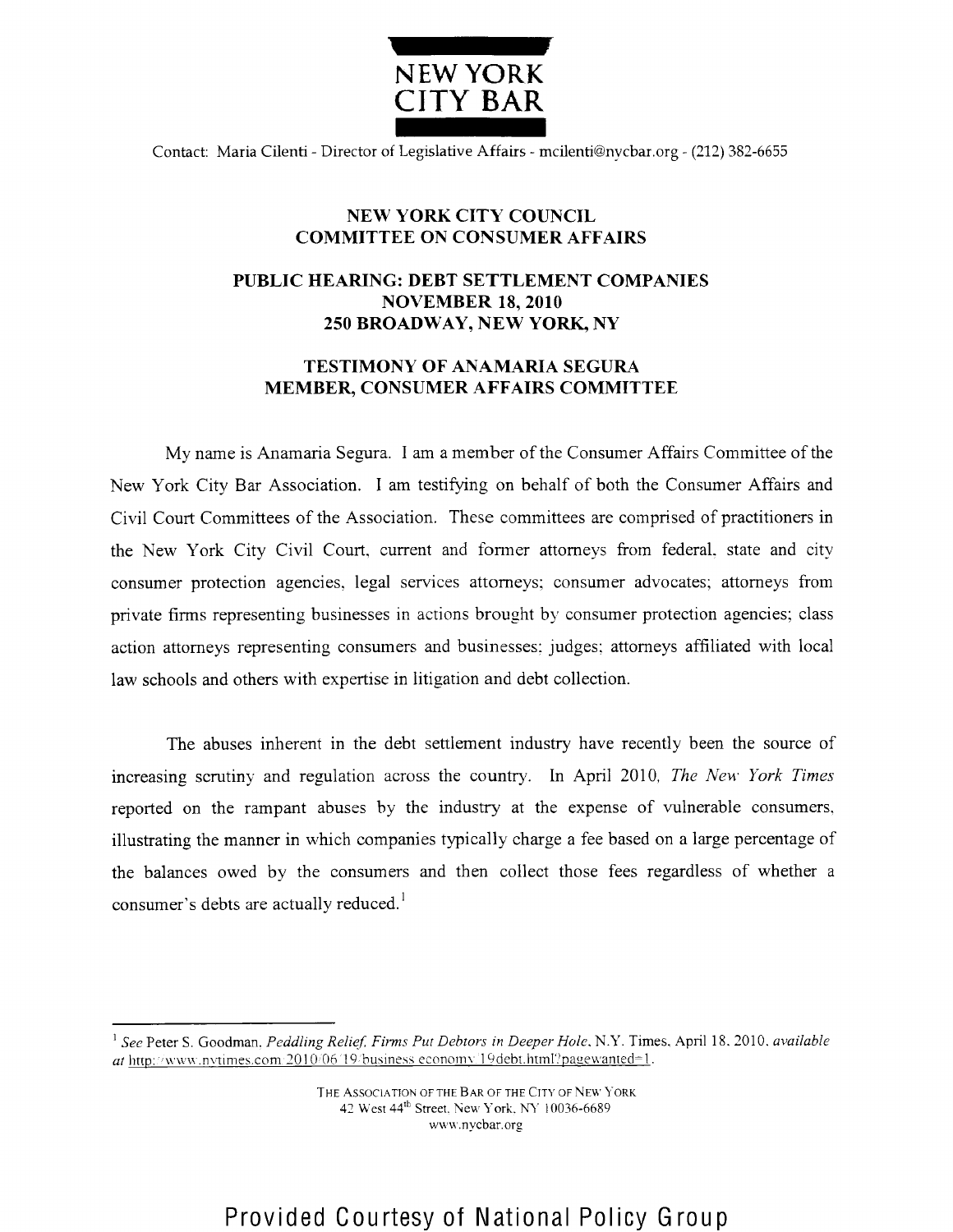NEW YORK CITY BAR

Contact: Maria Cilenti - Director of Legislative Affairs - mcilenti@nycbar.org - (212) 382-6655

## NEW YORK CITY COUNCIL
## COMMITTEE ON CONSUMER AFFAIRS

## PUBLIC HEARING: DEBT SETTLEMENT COMPANIES
## NOVEMBER 18, 2010
## 250 BROADWAY, NEW YORK, NY

## TESTIMONY OF ANAMARIA SEGURA
## MEMBER, CONSUMER AFFAIRS COMMITTEE

My name is Anamaria Segura. I am a member of the Consumer Affairs Committee of the New York City Bar Association. I am testifying on behalf of both the Consumer Affairs and Civil Court Committees of the Association. These committees are comprised of practitioners in the New York City Civil Court, current and former attorneys from federal, state and city consumer protection agencies, legal services attorneys; consumer advocates; attorneys from private firms representing businesses in actions brought by consumer protection agencies; class action attorneys representing consumers and businesses; judges; attorneys affiliated with local law schools and others with expertise in litigation and debt collection.

The abuses inherent in the debt settlement industry have recently been the source of increasing scrutiny and regulation across the country. In April 2010, *The New York Times* reported on the rampant abuses by the industry at the expense of vulnerable consumers, illustrating the manner in which companies typically charge a fee based on a large percentage of the balances owed by the consumers and then collect those fees regardless of whether a consumer's debts are actually reduced.[1]

---

[1] *See* Peter S. Goodman, *Peddling Relief, Firms Put Debtors in Deeper Hole*, N.Y. Times, April 18, 2010, *available at* http://www.nytimes.com/2010/06/19/business/economy/19debt.html?pagewanted=1.

THE ASSOCIATION OF THE BAR OF THE CITY OF NEW YORK
42 West 44th Street, New York, NY 10036-6689
www.nycbar.org

Provided Courtesy of National Policy Group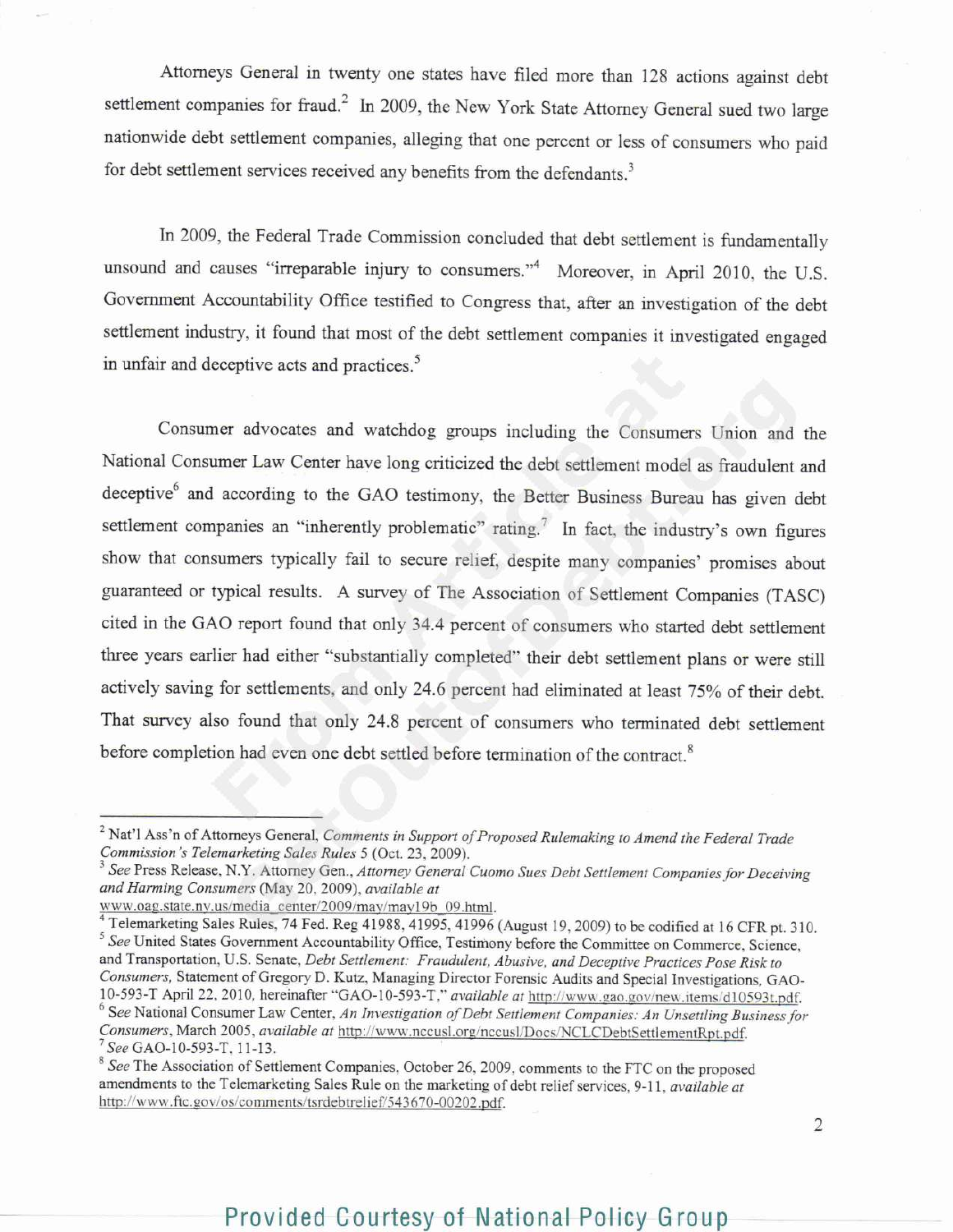Attorneys General in twenty one states have filed more than 128 actions against debt settlement companies for fraud.[2] In 2009, the New York State Attorney General sued two large nationwide debt settlement companies, alleging that one percent or less of consumers who paid for debt settlement services received any benefits from the defendants.[3]

In 2009, the Federal Trade Commission concluded that debt settlement is fundamentally unsound and causes "irreparable injury to consumers."[4] Moreover, in April 2010, the U.S. Government Accountability Office testified to Congress that, after an investigation of the debt settlement industry, it found that most of the debt settlement companies it investigated engaged in unfair and deceptive acts and practices.[5]

Consumer advocates and watchdog groups including the Consumers Union and the National Consumer Law Center have long criticized the debt settlement model as fraudulent and deceptive[6] and according to the GAO testimony, the Better Business Bureau has given debt settlement companies an "inherently problematic" rating.[7] In fact, the industry's own figures show that consumers typically fail to secure relief, despite many companies' promises about guaranteed or typical results. A survey of The Association of Settlement Companies (TASC) cited in the GAO report found that only 34.4 percent of consumers who started debt settlement three years earlier had either "substantially completed" their debt settlement plans or were still actively saving for settlements, and only 24.6 percent had eliminated at least 75% of their debt. That survey also found that only 24.8 percent of consumers who terminated debt settlement before completion had even one debt settled before termination of the contract.[8]

---

[2] Nat'l Ass'n of Attorneys General, *Comments in Support of Proposed Rulemaking to Amend the Federal Trade Commission's Telemarketing Sales Rules* 5 (Oct. 23, 2009).

[3] *See* Press Release, N.Y. Attorney Gen., *Attorney General Cuomo Sues Debt Settlement Companies for Deceiving and Harming Consumers* (May 20, 2009), *available at* www.oag.state.ny.us/media_center/2009/may/may19b_09.html.

[4] Telemarketing Sales Rules, 74 Fed. Reg 41988, 41995, 41996 (August 19, 2009) to be codified at 16 CFR pt. 310.

[5] *See* United States Government Accountability Office, Testimony before the Committee on Commerce, Science, and Transportation, U.S. Senate, *Debt Settlement: Fraudulent, Abusive, and Deceptive Practices Pose Risk to Consumers*, Statement of Gregory D. Kutz, Managing Director Forensic Audits and Special Investigations, GAO-10-593-T April 22, 2010, hereinafter "GAO-10-593-T," *available at* http://www.gao.gov/new.items/d10593t.pdf.

[6] *See* National Consumer Law Center, *An Investigation of Debt Settlement Companies: An Unsettling Business for Consumers*, March 2005, *available at* http://www.nccusl.org/nccusl/Docs/NCLCDebtSettlementRpt.pdf.

[7] *See* GAO-10-593-T, 11-13.

[8] *See* The Association of Settlement Companies, October 26, 2009, comments to the FTC on the proposed amendments to the Telemarketing Sales Rule on the marketing of debt relief services, 9-11, *available at* http://www.ftc.gov/os/comments/tsrdebtrelief/543670-00202.pdf.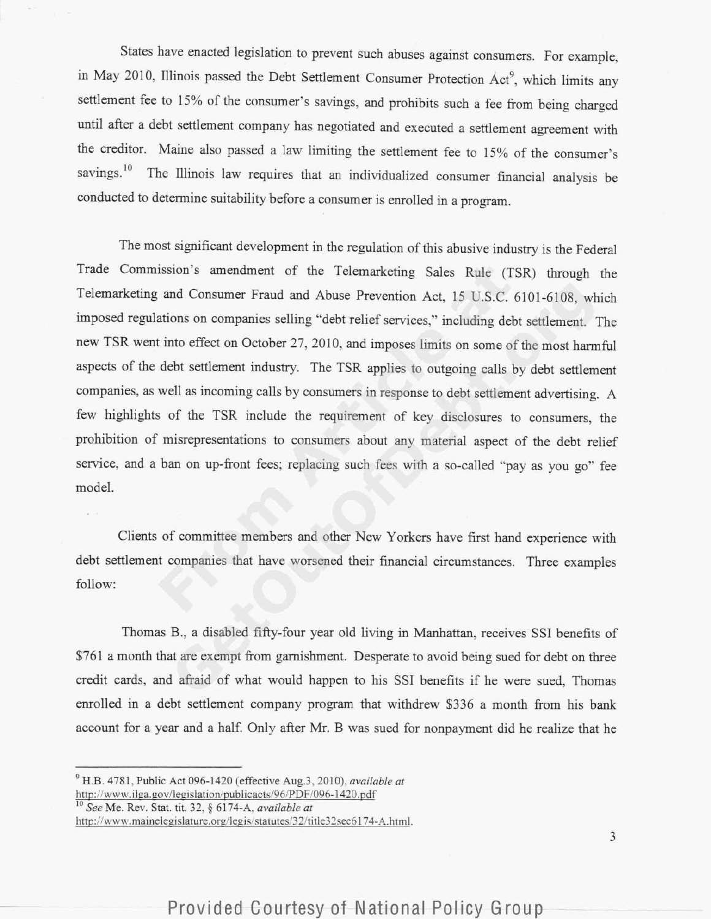States have enacted legislation to prevent such abuses against consumers. For example, in May 2010, Illinois passed the Debt Settlement Consumer Protection Act[9], which limits any settlement fee to 15% of the consumer's savings, and prohibits such a fee from being charged until after a debt settlement company has negotiated and executed a settlement agreement with the creditor. Maine also passed a law limiting the settlement fee to 15% of the consumer's savings.[10] The Illinois law requires that an individualized consumer financial analysis be conducted to determine suitability before a consumer is enrolled in a program.

The most significant development in the regulation of this abusive industry is the Federal Trade Commission's amendment of the Telemarketing Sales Rule (TSR) through the Telemarketing and Consumer Fraud and Abuse Prevention Act, 15 U.S.C. 6101-6108, which imposed regulations on companies selling "debt relief services," including debt settlement. The new TSR went into effect on October 27, 2010, and imposes limits on some of the most harmful aspects of the debt settlement industry. The TSR applies to outgoing calls by debt settlement companies, as well as incoming calls by consumers in response to debt settlement advertising. A few highlights of the TSR include the requirement of key disclosures to consumers, the prohibition of misrepresentations to consumers about any material aspect of the debt relief service, and a ban on up-front fees; replacing such fees with a so-called "pay as you go" fee model.

Clients of committee members and other New Yorkers have first hand experience with debt settlement companies that have worsened their financial circumstances. Three examples follow:

Thomas B., a disabled fifty-four year old living in Manhattan, receives SSI benefits of $761 a month that are exempt from garnishment. Desperate to avoid being sued for debt on three credit cards, and afraid of what would happen to his SSI benefits if he were sued, Thomas enrolled in a debt settlement company program that withdrew $336 a month from his bank account for a year and a half. Only after Mr. B was sued for nonpayment did he realize that he

---

[9] H.B. 4781, Public Act 096-1420 (effective Aug.3, 2010), *available at* http://www.ilga.gov/legislation/publicacts/96/PDF/096-1420.pdf

[10] *See* Me. Rev. Stat. tit. 32, § 6174-A, *available at* http://www.mainelegislature.org/legis/statutes/32/title32sec6174-A.html.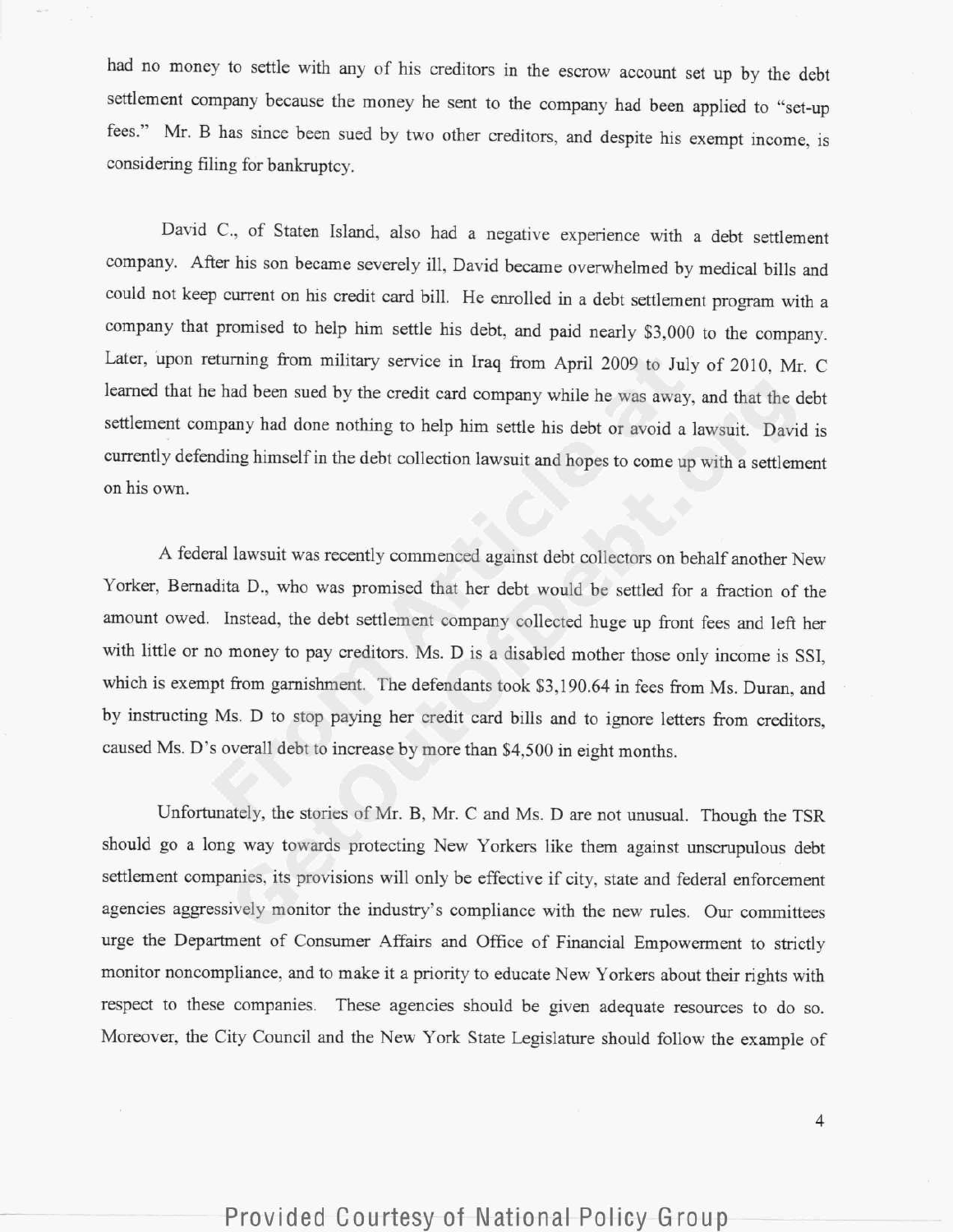had no money to settle with any of his creditors in the escrow account set up by the debt settlement company because the money he sent to the company had been applied to "set-up fees." Mr. B has since been sued by two other creditors, and despite his exempt income, is considering filing for bankruptcy.

David C., of Staten Island, also had a negative experience with a debt settlement company. After his son became severely ill, David became overwhelmed by medical bills and could not keep current on his credit card bill. He enrolled in a debt settlement program with a company that promised to help him settle his debt, and paid nearly $3,000 to the company. Later, upon returning from military service in Iraq from April 2009 to July of 2010, Mr. C learned that he had been sued by the credit card company while he was away, and that the debt settlement company had done nothing to help him settle his debt or avoid a lawsuit. David is currently defending himself in the debt collection lawsuit and hopes to come up with a settlement on his own.

A federal lawsuit was recently commenced against debt collectors on behalf another New Yorker, Bernadita D., who was promised that her debt would be settled for a fraction of the amount owed. Instead, the debt settlement company collected huge up front fees and left her with little or no money to pay creditors. Ms. D is a disabled mother those only income is SSI, which is exempt from garnishment. The defendants took $3,190.64 in fees from Ms. Duran, and by instructing Ms. D to stop paying her credit card bills and to ignore letters from creditors, caused Ms. D's overall debt to increase by more than $4,500 in eight months.

Unfortunately, the stories of Mr. B, Mr. C and Ms. D are not unusual. Though the TSR should go a long way towards protecting New Yorkers like them against unscrupulous debt settlement companies, its provisions will only be effective if city, state and federal enforcement agencies aggressively monitor the industry's compliance with the new rules. Our committees urge the Department of Consumer Affairs and Office of Financial Empowerment to strictly monitor noncompliance, and to make it a priority to educate New Yorkers about their rights with respect to these companies. These agencies should be given adequate resources to do so. Moreover, the City Council and the New York State Legislature should follow the example of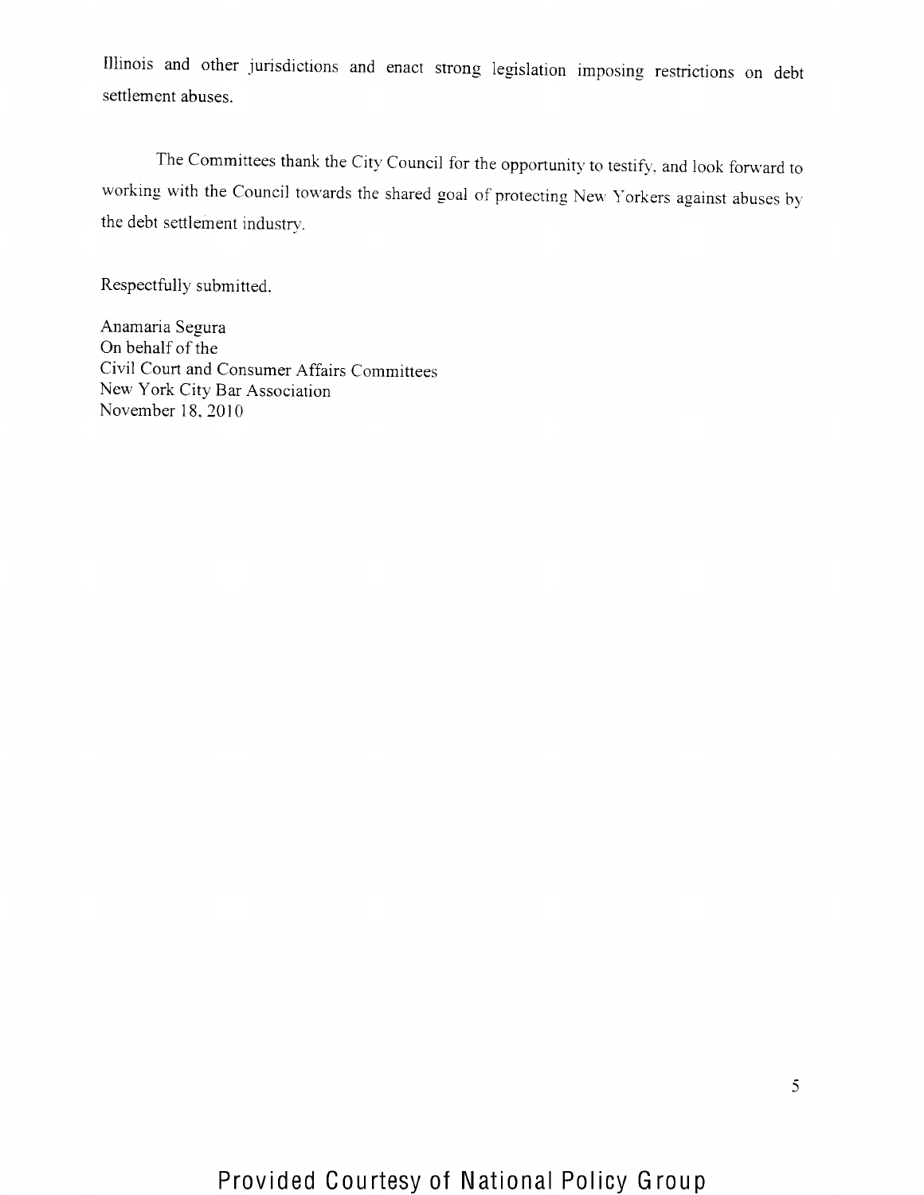Illinois and other jurisdictions and enact strong legislation imposing restrictions on debt settlement abuses.

The Committees thank the City Council for the opportunity to testify, and look forward to working with the Council towards the shared goal of protecting New Yorkers against abuses by the debt settlement industry.

Respectfully submitted,

Anamaria Segura  
On behalf of the  
Civil Court and Consumer Affairs Committees  
New York City Bar Association  
November 18, 2010

Provided Courtesy of National Policy Group